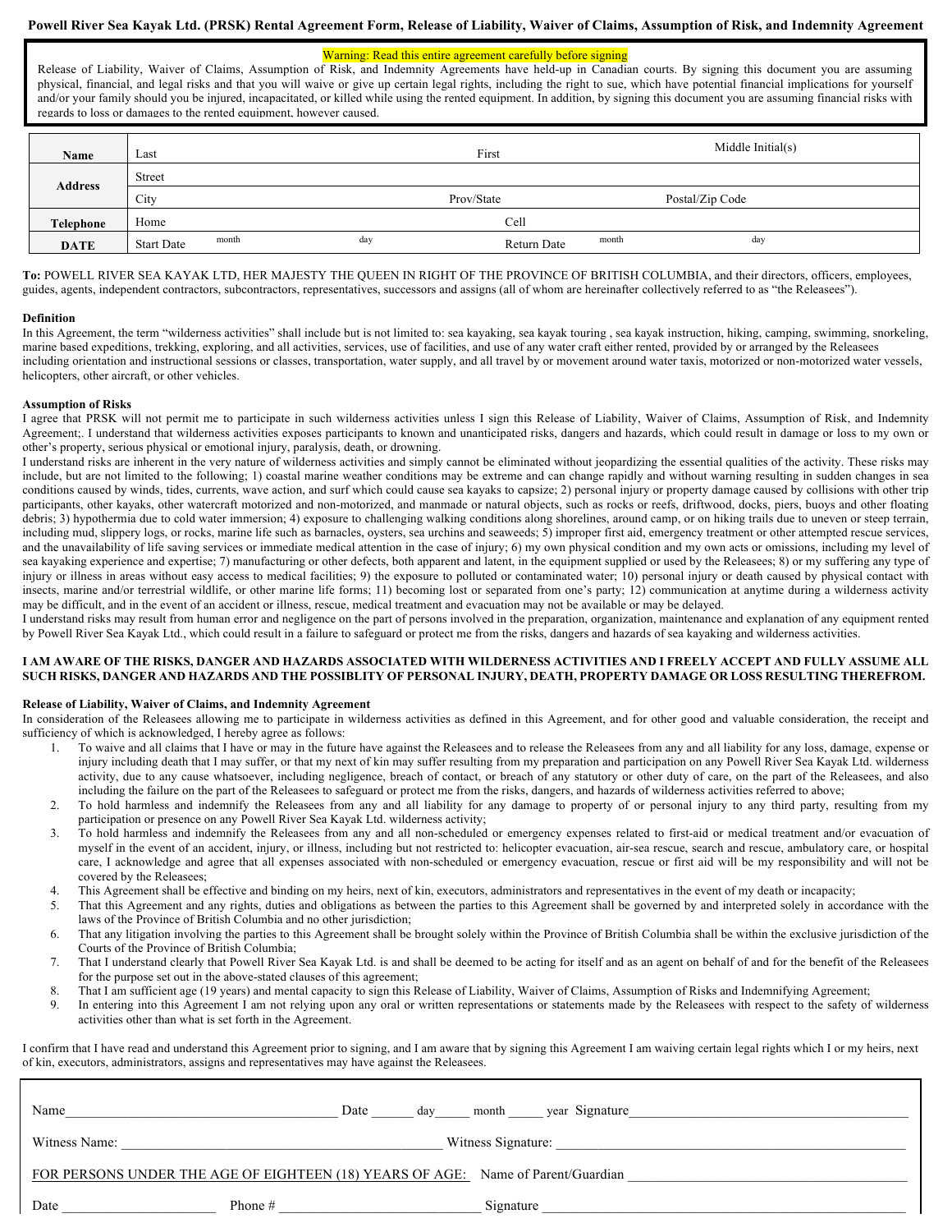# Powell River Sea Kayak Ltd. (PRSK) Rental Agreement Form, Release of Liability, Waiver of Claims, Assumption of Risk, and Indemnity Agreement

Warning: Read this entire agreement carefully before signing

Release of Liability, Waiver of Claims, Assumption of Risk, and Indemnity Agreements have held-up in Canadian courts. By signing this document you are assuming physical, financial, and legal risks and that you will waive or give up certain legal rights, including the right to sue, which have potential financial implications for yourself and/or your family should you be injured, incapacitated, or killed while using the rented equipment. In addition, by signing this document you are assuming financial risks with regards to loss or damages to the rented equipment, however caused.

| | | | |
|---|---|---|---|
| **Name** | Last | First | Middle Initial(s) |
| **Address** | Street | | |
| | City | Prov/State | Postal/Zip Code |
| **Telephone** | Home | Cell | |
| **DATE** | Start Date month day | Return Date month | day |

**To:** POWELL RIVER SEA KAYAK LTD, HER MAJESTY THE QUEEN IN RIGHT OF THE PROVINCE OF BRITISH COLUMBIA, and their directors, officers, employees, guides, agents, independent contractors, subcontractors, representatives, successors and assigns (all of whom are hereinafter collectively referred to as "the Releasees").

**Definition**

In this Agreement, the term "wilderness activities" shall include but is not limited to: sea kayaking, sea kayak touring , sea kayak instruction, hiking, camping, swimming, snorkeling, marine based expeditions, trekking, exploring, and all activities, services, use of facilities, and use of any water craft either rented, provided by or arranged by the Releasees including orientation and instructional sessions or classes, transportation, water supply, and all travel by or movement around water taxis, motorized or non-motorized water vessels, helicopters, other aircraft, or other vehicles.

**Assumption of Risks**

I agree that PRSK will not permit me to participate in such wilderness activities unless I sign this Release of Liability, Waiver of Claims, Assumption of Risk, and Indemnity Agreement;. I understand that wilderness activities exposes participants to known and unanticipated risks, dangers and hazards, which could result in damage or loss to my own or other's property, serious physical or emotional injury, paralysis, death, or drowning.

I understand risks are inherent in the very nature of wilderness activities and simply cannot be eliminated without jeopardizing the essential qualities of the activity. These risks may include, but are not limited to the following; 1) coastal marine weather conditions may be extreme and can change rapidly and without warning resulting in sudden changes in sea conditions caused by winds, tides, currents, wave action, and surf which could cause sea kayaks to capsize; 2) personal injury or property damage caused by collisions with other trip participants, other kayaks, other watercraft motorized and non-motorized, and manmade or natural objects, such as rocks or reefs, driftwood, docks, piers, buoys and other floating debris; 3) hypothermia due to cold water immersion; 4) exposure to challenging walking conditions along shorelines, around camp, or on hiking trails due to uneven or steep terrain, including mud, slippery logs, or rocks, marine life such as barnacles, oysters, sea urchins and seaweeds; 5) improper first aid, emergency treatment or other attempted rescue services, and the unavailability of life saving services or immediate medical attention in the case of injury; 6) my own physical condition and my own acts or omissions, including my level of sea kayaking experience and expertise; 7) manufacturing or other defects, both apparent and latent, in the equipment supplied or used by the Releasees; 8) or my suffering any type of injury or illness in areas without easy access to medical facilities; 9) the exposure to polluted or contaminated water; 10) personal injury or death caused by physical contact with insects, marine and/or terrestrial wildlife, or other marine life forms; 11) becoming lost or separated from one's party; 12) communication at anytime during a wilderness activity may be difficult, and in the event of an accident or illness, rescue, medical treatment and evacuation may not be available or may be delayed.

I understand risks may result from human error and negligence on the part of persons involved in the preparation, organization, maintenance and explanation of any equipment rented by Powell River Sea Kayak Ltd., which could result in a failure to safeguard or protect me from the risks, dangers and hazards of sea kayaking and wilderness activities.

**I AM AWARE OF THE RISKS, DANGER AND HAZARDS ASSOCIATED WITH WILDERNESS ACTIVITIES AND I FREELY ACCEPT AND FULLY ASSUME ALL SUCH RISKS, DANGER AND HAZARDS AND THE POSSIBLITY OF PERSONAL INJURY, DEATH, PROPERTY DAMAGE OR LOSS RESULTING THEREFROM.**

**Release of Liability, Waiver of Claims, and Indemnity Agreement**

In consideration of the Releasees allowing me to participate in wilderness activities as defined in this Agreement, and for other good and valuable consideration, the receipt and sufficiency of which is acknowledged, I hereby agree as follows:

1. To waive and all claims that I have or may in the future have against the Releasees and to release the Releasees from any and all liability for any loss, damage, expense or injury including death that I may suffer, or that my next of kin may suffer resulting from my preparation and participation on any Powell River Sea Kayak Ltd. wilderness activity, due to any cause whatsoever, including negligence, breach of contact, or breach of any statutory or other duty of care, on the part of the Releasees, and also including the failure on the part of the Releasees to safeguard or protect me from the risks, dangers, and hazards of wilderness activities referred to above;
2. To hold harmless and indemnify the Releasees from any and all liability for any damage to property of or personal injury to any third party, resulting from my participation or presence on any Powell River Sea Kayak Ltd. wilderness activity;
3. To hold harmless and indemnify the Releasees from any and all non-scheduled or emergency expenses related to first-aid or medical treatment and/or evacuation of myself in the event of an accident, injury, or illness, including but not restricted to: helicopter evacuation, air-sea rescue, search and rescue, ambulatory care, or hospital care, I acknowledge and agree that all expenses associated with non-scheduled or emergency evacuation, rescue or first aid will be my responsibility and will not be covered by the Releasees;
4. This Agreement shall be effective and binding on my heirs, next of kin, executors, administrators and representatives in the event of my death or incapacity;
5. That this Agreement and any rights, duties and obligations as between the parties to this Agreement shall be governed by and interpreted solely in accordance with the laws of the Province of British Columbia and no other jurisdiction;
6. That any litigation involving the parties to this Agreement shall be brought solely within the Province of British Columbia shall be within the exclusive jurisdiction of the Courts of the Province of British Columbia;
7. That I understand clearly that Powell River Sea Kayak Ltd. is and shall be deemed to be acting for itself and as an agent on behalf of and for the benefit of the Releasees for the purpose set out in the above-stated clauses of this agreement;
8. That I am sufficient age (19 years) and mental capacity to sign this Release of Liability, Waiver of Claims, Assumption of Risks and Indemnifying Agreement;
9. In entering into this Agreement I am not relying upon any oral or written representations or statements made by the Releasees with respect to the safety of wilderness activities other than what is set forth in the Agreement.

I confirm that I have read and understand this Agreement prior to signing, and I am aware that by signing this Agreement I am waiving certain legal rights which I or my heirs, next of kin, executors, administrators, assigns and representatives may have against the Releasees.

Name_______________________________________ Date ______ day______ month ______ year Signature_______________________________________

Witness Name: _____________________________________________ Witness Signature: _______________________________________________

FOR PERSONS UNDER THE AGE OF EIGHTEEN (18) YEARS OF AGE: Name of Parent/Guardian _______________________________________

Date ______________________ Phone # _____________________________ Signature ____________________________________________________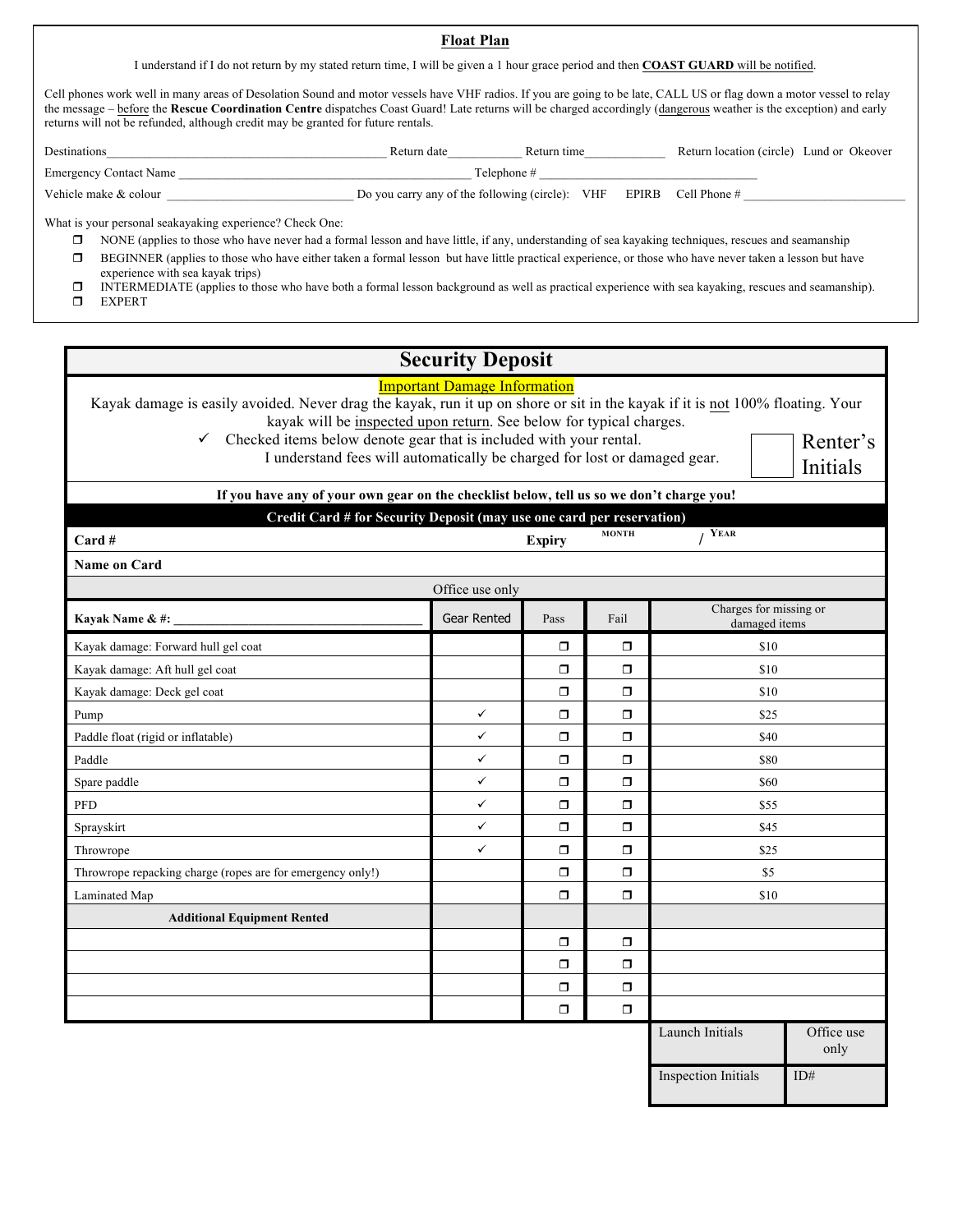## Float Plan

I understand if I do not return by my stated return time, I will be given a 1 hour grace period and then **COAST GUARD** will be notified.

Cell phones work well in many areas of Desolation Sound and motor vessels have VHF radios. If you are going to be late, CALL US or flag down a motor vessel to relay the message – before the **Rescue Coordination Centre** dispatches Coast Guard! Late returns will be charged accordingly (dangerous weather is the exception) and early returns will not be refunded, although credit may be granted for future rentals.

Destinations____________________________________________ Return date____________ Return time_____________ Return location (circle) Lund or Okeover

Emergency Contact Name ______________________________________________ Telephone # ___________________________________

Vehicle make & colour ______________________________ Do you carry any of the following (circle): VHF EPIRB Cell Phone # __________________________

What is your personal seakayaking experience? Check One:

- ❐ NONE (applies to those who have never had a formal lesson and have little, if any, understanding of sea kayaking techniques, rescues and seamanship
- ❐ BEGINNER (applies to those who have either taken a formal lesson but have little practical experience, or those who have never taken a lesson but have experience with sea kayak trips)
- ❐ INTERMEDIATE (applies to those who have both a formal lesson background as well as practical experience with sea kayaking, rescues and seamanship).
- ❐ EXPERT

## Security Deposit

Important Damage Information

Kayak damage is easily avoided. Never drag the kayak, run it up on shore or sit in the kayak if it is not 100% floating. Your kayak will be inspected upon return. See below for typical charges.

✓ Checked items below denote gear that is included with your rental.

I understand fees will automatically be charged for lost or damaged gear.

Renter's Initials

**If you have any of your own gear on the checklist below, tell us so we don't charge you!**

**Credit Card # for Security Deposit (may use one card per reservation)**

**Card #** **Expiry** MONTH / YEAR

**Name on Card**

Office use only

| **Kayak Name & #:** ______________________ | Gear Rented | Pass | Fail | Charges for missing or damaged items |
|---|---|---|---|---|
| Kayak damage: Forward hull gel coat | | ❐ | ❐ | $10 |
| Kayak damage: Aft hull gel coat | | ❐ | ❐ | $10 |
| Kayak damage: Deck gel coat | | ❐ | ❐ | $10 |
| Pump | ✓ | ❐ | ❐ | $25 |
| Paddle float (rigid or inflatable) | ✓ | ❐ | ❐ | $40 |
| Paddle | ✓ | ❐ | ❐ | $80 |
| Spare paddle | ✓ | ❐ | ❐ | $60 |
| PFD | ✓ | ❐ | ❐ | $55 |
| Sprayskirt | ✓ | ❐ | ❐ | $45 |
| Throwrope | ✓ | ❐ | ❐ | $25 |
| Throwrope repacking charge (ropes are for emergency only!) | | ❐ | ❐ | $5 |
| Laminated Map | | ❐ | ❐ | $10 |
| **Additional Equipment Rented** | | | | |
| | | ❐ | ❐ | |
| | | ❐ | ❐ | |
| | | ❐ | ❐ | |
| | | ❐ | ❐ | |

| Launch Initials | Office use only |
|---|---|
| Inspection Initials | ID# |